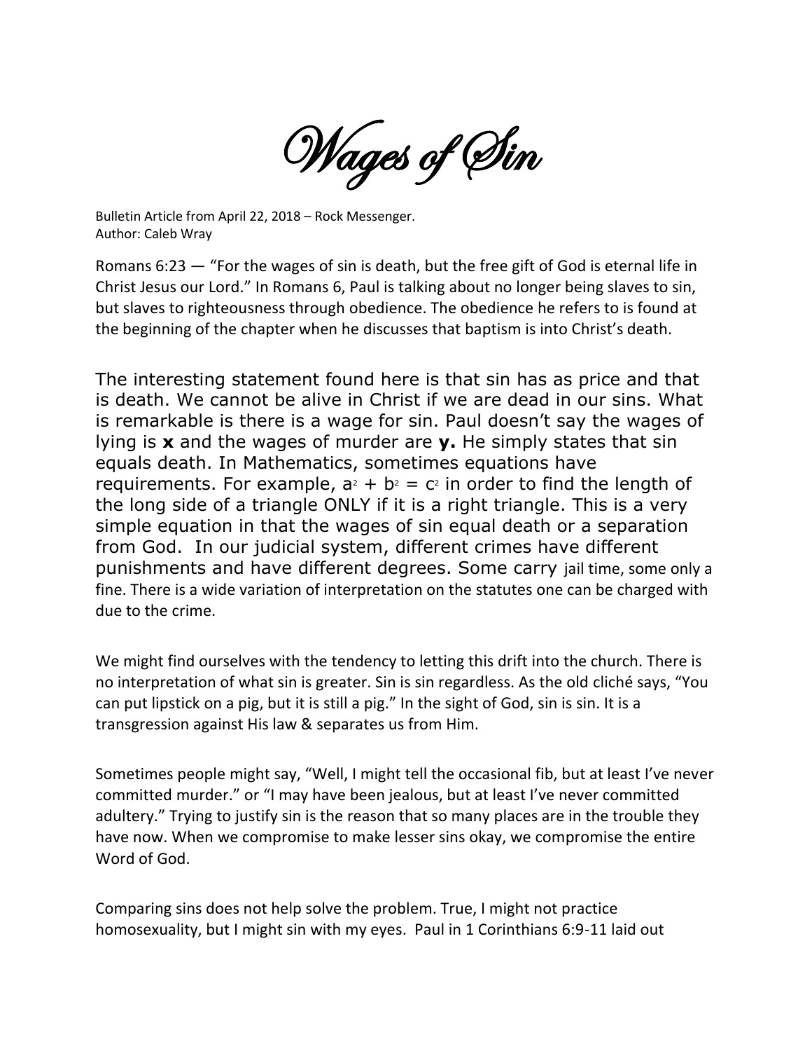# Wages of Sin

Bulletin Article from April 22, 2018 – Rock Messenger.
Author: Caleb Wray

Romans 6:23 — "For the wages of sin is death, but the free gift of God is eternal life in Christ Jesus our Lord." In Romans 6, Paul is talking about no longer being slaves to sin, but slaves to righteousness through obedience. The obedience he refers to is found at the beginning of the chapter when he discusses that baptism is into Christ's death.

The interesting statement found here is that sin has as price and that is death. We cannot be alive in Christ if we are dead in our sins. What is remarkable is there is a wage for sin. Paul doesn't say the wages of lying is **x** and the wages of murder are **y.** He simply states that sin equals death. In Mathematics, sometimes equations have requirements. For example, $a^2 + b^2 = c^2$ in order to find the length of the long side of a triangle ONLY if it is a right triangle. This is a very simple equation in that the wages of sin equal death or a separation from God. In our judicial system, different crimes have different punishments and have different degrees. Some carry jail time, some only a fine. There is a wide variation of interpretation on the statutes one can be charged with due to the crime.

We might find ourselves with the tendency to letting this drift into the church. There is no interpretation of what sin is greater. Sin is sin regardless. As the old cliché says, "You can put lipstick on a pig, but it is still a pig." In the sight of God, sin is sin. It is a transgression against His law & separates us from Him.

Sometimes people might say, "Well, I might tell the occasional fib, but at least I've never committed murder." or "I may have been jealous, but at least I've never committed adultery." Trying to justify sin is the reason that so many places are in the trouble they have now. When we compromise to make lesser sins okay, we compromise the entire Word of God.

Comparing sins does not help solve the problem. True, I might not practice homosexuality, but I might sin with my eyes. Paul in 1 Corinthians 6:9-11 laid out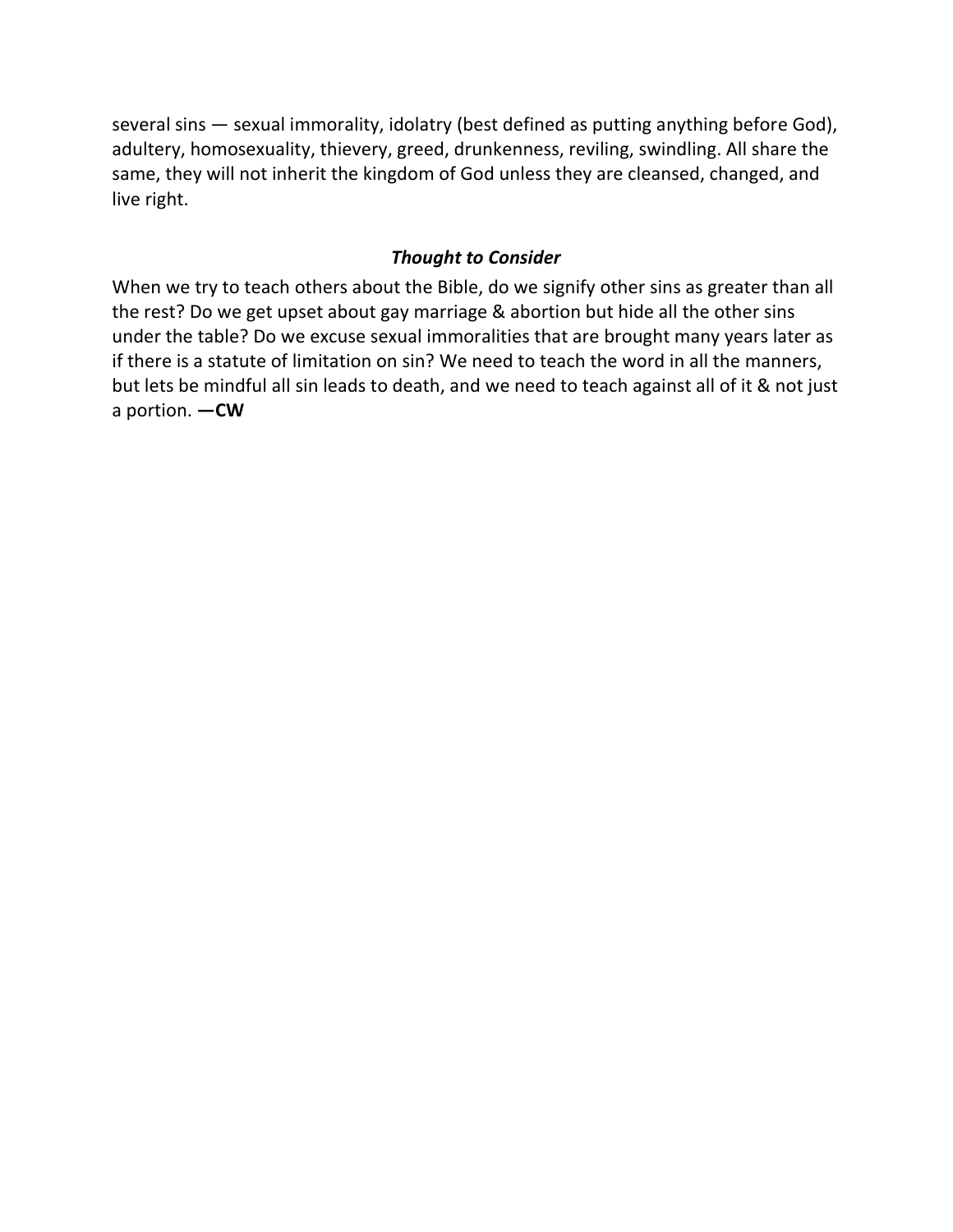several sins — sexual immorality, idolatry (best defined as putting anything before God), adultery, homosexuality, thievery, greed, drunkenness, reviling, swindling. All share the same, they will not inherit the kingdom of God unless they are cleansed, changed, and live right.

### ***Thought to Consider***

When we try to teach others about the Bible, do we signify other sins as greater than all the rest? Do we get upset about gay marriage & abortion but hide all the other sins under the table? Do we excuse sexual immoralities that are brought many years later as if there is a statute of limitation on sin? We need to teach the word in all the manners, but lets be mindful all sin leads to death, and we need to teach against all of it & not just a portion. **—CW**